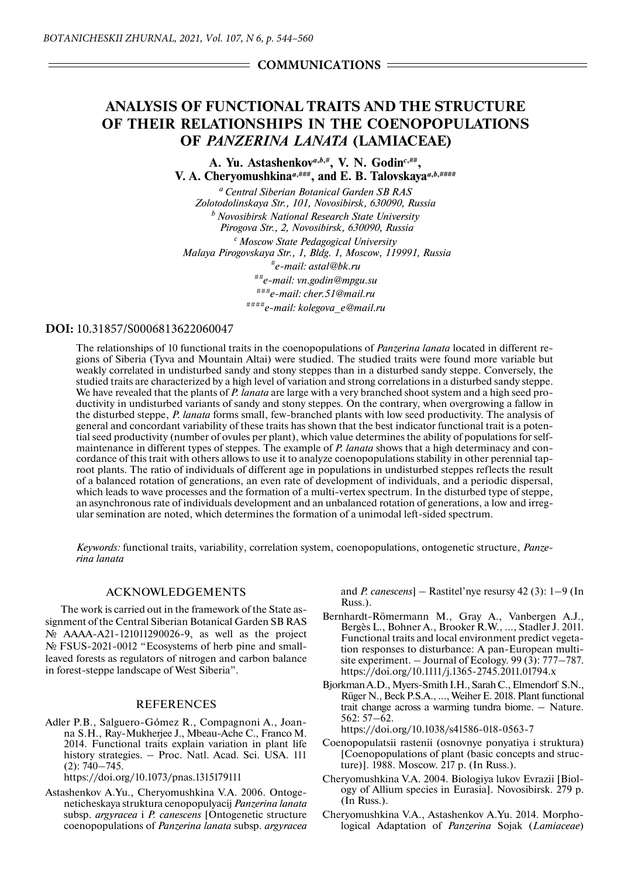COMMUNICATIONS

# ANALYSIS OF FUNCTIONAL TRAITS AND THE STRUCTURE OF THEIR RELATIONSHIPS IN THE COENOPOPULATIONS OF *PANZERINA LANATA* (LAMIACEAE)

**A. Yu. Astashenkov[a,b,#], V. N. Godin[c,##], V. A. Cheryomushkina[a,###], and E. B. Talovskaya[a,b,####]**

[a] *Central Siberian Botanical Garden SB RAS Zolotodolinskaya Str., 101, Novosibirsk, 630090, Russia*

[b] *Novosibirsk National Research State University Pirogova Str., 2, Novosibirsk, 630090, Russia*

[c] *Moscow State Pedagogical University Malaya Pirogovskaya Str., 1, Bldg. 1, Moscow, 119991, Russia*

[#] *e-mail: astal@bk.ru*

[##] *e-mail: vn.godin@mpgu.su*

[###] *e-mail: cher.51@mail.ru*

[####] *e-mail: kolegova_e@mail.ru*

**DOI:** 10.31857/S0006813622060047

The relationships of 10 functional traits in the coenopopulations of *Panzerina lanata* located in different regions of Siberia (Tyva and Mountain Altai) were studied. The studied traits were found more variable but weakly correlated in undisturbed sandy and stony steppes than in a disturbed sandy steppe. Conversely, the studied traits are characterized by a high level of variation and strong correlations in a disturbed sandy steppe. We have revealed that the plants of *P. lanata* are large with a very branched shoot system and a high seed productivity in undisturbed variants of sandy and stony steppes. On the contrary, when overgrowing a fallow in the disturbed steppe, *P. lanata* forms small, few-branched plants with low seed productivity. The analysis of general and concordant variability of these traits has shown that the best indicator functional trait is a potential seed productivity (number of ovules per plant), which value determines the ability of populations for self-maintenance in different types of steppes. The example of *P. lanata* shows that a high determinacy and concordance of this trait with others allows to use it to analyze coenopopulations stability in other perennial taproot plants. The ratio of individuals of different age in populations in undisturbed steppes reflects the result of a balanced rotation of generations, an even rate of development of individuals, and a periodic dispersal, which leads to wave processes and the formation of a multi-vertex spectrum. In the disturbed type of steppe, an asynchronous rate of individuals development and an unbalanced rotation of generations, a low and irregular semination are noted, which determines the formation of a unimodal left-sided spectrum.

*Keywords:* functional traits, variability, correlation system, coenopopulations, ontogenetic structure, *Panzerina lanata*

## ACKNOWLEDGEMENTS

The work is carried out in the framework of the State assignment of the Central Siberian Botanical Garden SB RAS № AAAA-A21-121011290026-9, as well as the project № FSUS-2021-0012 "Ecosystems of herb pine and small-leaved forests as regulators of nitrogen and carbon balance in forest-steppe landscape of West Siberia".

## REFERENCES

Adler P.B., Salguero-Gómez R., Compagnoni A., Joanna S.H., Ray-Mukherjee J., Mbeau-Ache C., Franco M. 2014. Functional traits explain variation in plant life history strategies. – Proc. Natl. Acad. Sci. USA. 111 (2): 740–745. https://doi.org/10.1073/pnas.1315179111

Astashenkov A.Yu., Cheryomushkina V.A. 2006. Ontogeneticheskaya struktura cenopopulyacij *Panzerina lanata* subsp. *argyracea* i *P. canescens* [Ontogenetic structure coenopopulations of *Panzerina lanata* subsp. *argyracea* and *P. canescens*] – Rastitel'nye resursy 42 (3): 1–9 (In Russ.).

Bernhardt-Römermann M., Gray A., Vanbergen A.J., Bergès L., Bohner A., Brooker R.W., ..., Stadler J. 2011. Functional traits and local environment predict vegetation responses to disturbance: A pan-European multi-site experiment. – Journal of Ecology. 99 (3): 777–787. https://doi.org/10.1111/j.1365-2745.2011.01794.x

Bjorkman A.D., Myers-Smith I.H., Sarah C., Elmendorf S.N., Rüger N., Beck P.S.A., ..., Weiher E. 2018. Plant functional trait change across a warming tundra biome. – Nature. 562: 57–62. https://doi.org/10.1038/s41586-018-0563-7

Coenopopulatsii rastenii (osnovnye ponyatiya i struktura) [Coenopopulations of plant (basic concepts and structure)]. 1988. Moscow. 217 p. (In Russ.).

Cheryomushkina V.A. 2004. Biologiya lukov Evrazii [Biology of Allium species in Eurasia]. Novosibirsk. 279 p. (In Russ.).

Cheryomushkina V.A., Astashenkov A.Yu. 2014. Morphological Adaptation of *Panzerina* Sojak (*Lamiaceae*)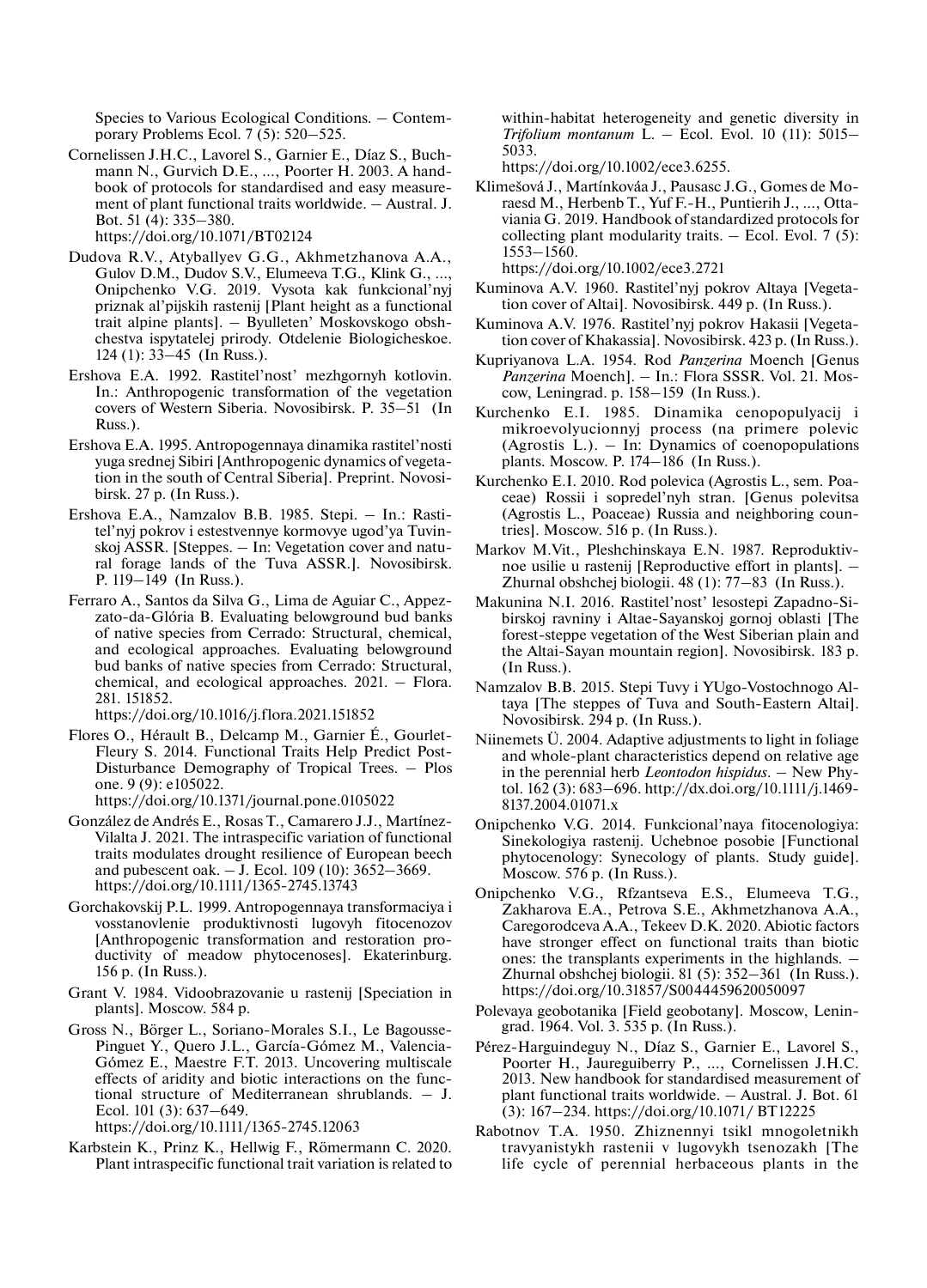Species to Various Ecological Conditions. – Contemporary Problems Ecol. 7 (5): 520–525.

Cornelissen J.H.C., Lavorel S., Garnier E., Díaz S., Buchmann N., Gurvich D.E., ..., Poorter H. 2003. A handbook of protocols for standardised and easy measurement of plant functional traits worldwide. – Austral. J. Bot. 51 (4): 335–380. https://doi.org/10.1071/BT02124

Dudova R.V., Atyballyev G.G., Akhmetzhanova A.A., Gulov D.M., Dudov S.V., Elumeeva T.G., Klink G., ..., Onipchenko V.G. 2019. Vysota kak funkcional'nyj priznak al'pijskih rastenij [Plant height as a functional trait alpine plants]. – Byulleten' Moskovskogo obshchestva ispytatelej prirody. Otdelenie Biologicheskoe. 124 (1): 33–45 (In Russ.).

Ershova E.A. 1992. Rastitel'nost' mezhgornyh kotlovin. In.: Anthropogenic transformation of the vegetation covers of Western Siberia. Novosibirsk. P. 35–51 (In Russ.).

Ershova E.A. 1995. Antropogennaya dinamika rastitel'nosti yuga srednej Sibiri [Anthropogenic dynamics of vegetation in the south of Central Siberia]. Preprint. Novosibirsk. 27 p. (In Russ.).

Ershova E.A., Namzalov B.B. 1985. Stepi. – In.: Rastitel'nyj pokrov i estestvennye kormovye ugod'ya Tuvinskoj ASSR. [Steppes. – In: Vegetation cover and natural forage lands of the Tuva ASSR.]. Novosibirsk. P. 119–149 (In Russ.).

Ferraro A., Santos da Silva G., Lima de Aguiar C., Appezzato-da-Glória B. Evaluating belowground bud banks of native species from Cerrado: Structural, chemical, and ecological approaches. Evaluating belowground bud banks of native species from Cerrado: Structural, chemical, and ecological approaches. 2021. – Flora. 281. 151852. https://doi.org/10.1016/j.flora.2021.151852

Flores O., Hérault B., Delcamp M., Garnier É., Gourlet-Fleury S. 2014. Functional Traits Help Predict Post-Disturbance Demography of Tropical Trees. – Plos one. 9 (9): e105022. https://doi.org/10.1371/journal.pone.0105022

González de Andrés E., Rosas T., Camarero J.J., Martínez-Vilalta J. 2021. The intraspecific variation of functional traits modulates drought resilience of European beech and pubescent oak. – J. Ecol. 109 (10): 3652–3669. https://doi.org/10.1111/1365-2745.13743

Gorchakovskij P.L. 1999. Antropogennaya transformaciya i vosstanovlenie produktivnosti lugovyh fitocenozov [Anthropogenic transformation and restoration productivity of meadow phytocenoses]. Ekaterinburg. 156 p. (In Russ.).

Grant V. 1984. Vidoobrazovanie u rastenij [Speciation in plants]. Moscow. 584 p.

Gross N., Börger L., Soriano-Morales S.I., Le Bagousse-Pinguet Y., Quero J.L., García-Gómez M., Valencia-Gómez E., Maestre F.T. 2013. Uncovering multiscale effects of aridity and biotic interactions on the functional structure of Mediterranean shrublands. – J. Ecol. 101 (3): 637–649. https://doi.org/10.1111/1365-2745.12063

Karbstein K., Prinz K., Hellwig F., Römermann C. 2020. Plant intraspecific functional trait variation is related to within-habitat heterogeneity and genetic diversity in *Trifolium montanum* L. – Ecol. Evol. 10 (11): 5015–5033. https://doi.org/10.1002/ece3.6255.

Klimešová J., Martínkováa J., Pausasc J.G., Gomes de Moraesd M., Herbenb T., Yuf F.-H., Puntierih J., ..., Ottaviania G. 2019. Handbook of standardized protocols for collecting plant modularity traits. – Ecol. Evol. 7 (5): 1553–1560. https://doi.org/10.1002/ece3.2721

Kuminova A.V. 1960. Rastitel'nyj pokrov Altaya [Vegetation cover of Altai]. Novosibirsk. 449 p. (In Russ.).

Kuminova A.V. 1976. Rastitel'nyj pokrov Hakasii [Vegetation cover of Khakassia]. Novosibirsk. 423 p. (In Russ.).

Kupriyanova L.A. 1954. Rod *Panzerina* Moench [Genus *Panzerina* Moench]. – In.: Flora SSSR. Vol. 21. Moscow, Leningrad. p. 158–159 (In Russ.).

Kurchenko E.I. 1985. Dinamika cenopopulyacij i mikroevolyucionnyj process (na primere polevic (Agrostis L.). – In: Dynamics of coenopopulations plants. Moscow. P. 174–186 (In Russ.).

Kurchenko E.I. 2010. Rod polevica (Agrostis L., sem. Poaceae) Rossii i sopredel'nyh stran. [Genus polevitsa (Agrostis L., Poaceae) Russia and neighboring countries]. Moscow. 516 p. (In Russ.).

Markov M.Vit., Pleshchinskaya E.N. 1987. Reproduktivnoe usilie u rastenij [Reproductive effort in plants]. – Zhurnal obshchej biologii. 48 (1): 77–83 (In Russ.).

Makunina N.I. 2016. Rastitel'nost' lesostepi Zapadno-Sibirskoj ravniny i Altae-Sayanskoj gornoj oblasti [The forest-steppe vegetation of the West Siberian plain and the Altai-Sayan mountain region]. Novosibirsk. 183 p. (In Russ.).

Namzalov B.B. 2015. Stepi Tuvy i YUgo-Vostochnogo Altaya [The steppes of Tuva and South-Eastern Altai]. Novosibirsk. 294 p. (In Russ.).

Niinemets Ü. 2004. Adaptive adjustments to light in foliage and whole-plant characteristics depend on relative age in the perennial herb *Leontodon hispidus*. – New Phytol. 162 (3): 683–696. http://dx.doi.org/10.1111/j.1469-8137.2004.01071.x

Onipchenko V.G. 2014. Funkcional'naya fitocenologiya: Sinekologiya rastenij. Uchebnoe posobie [Functional phytocenology: Synecology of plants. Study guide]. Moscow. 576 p. (In Russ.).

Onipchenko V.G., Rfzantseva E.S., Elumeeva T.G., Zakharova E.A., Petrova S.E., Akhmetzhanova A.A., Caregorodceva A.A., Tekeev D.K. 2020. Abiotic factors have stronger effect on functional traits than biotic ones: the transplants experiments in the highlands. – Zhurnal obshchej biologii. 81 (5): 352–361 (In Russ.). https://doi.org/10.31857/S0044459620050097

Polevaya geobotanika [Field geobotany]. Moscow, Leningrad. 1964. Vol. 3. 535 p. (In Russ.).

Pérez-Harguindeguy N., Díaz S., Garnier E., Lavorel S., Poorter H., Jaureguiberry P., ..., Cornelissen J.H.C. 2013. New handbook for standardised measurement of plant functional traits worldwide. – Austral. J. Bot. 61 (3): 167–234. https://doi.org/10.1071/ BT12225

Rabotnov T.A. 1950. Zhiznennyi tsikl mnogoletnikh travyanistykh rastenii v lugovykh tsenozakh [The life cycle of perennial herbaceous plants in the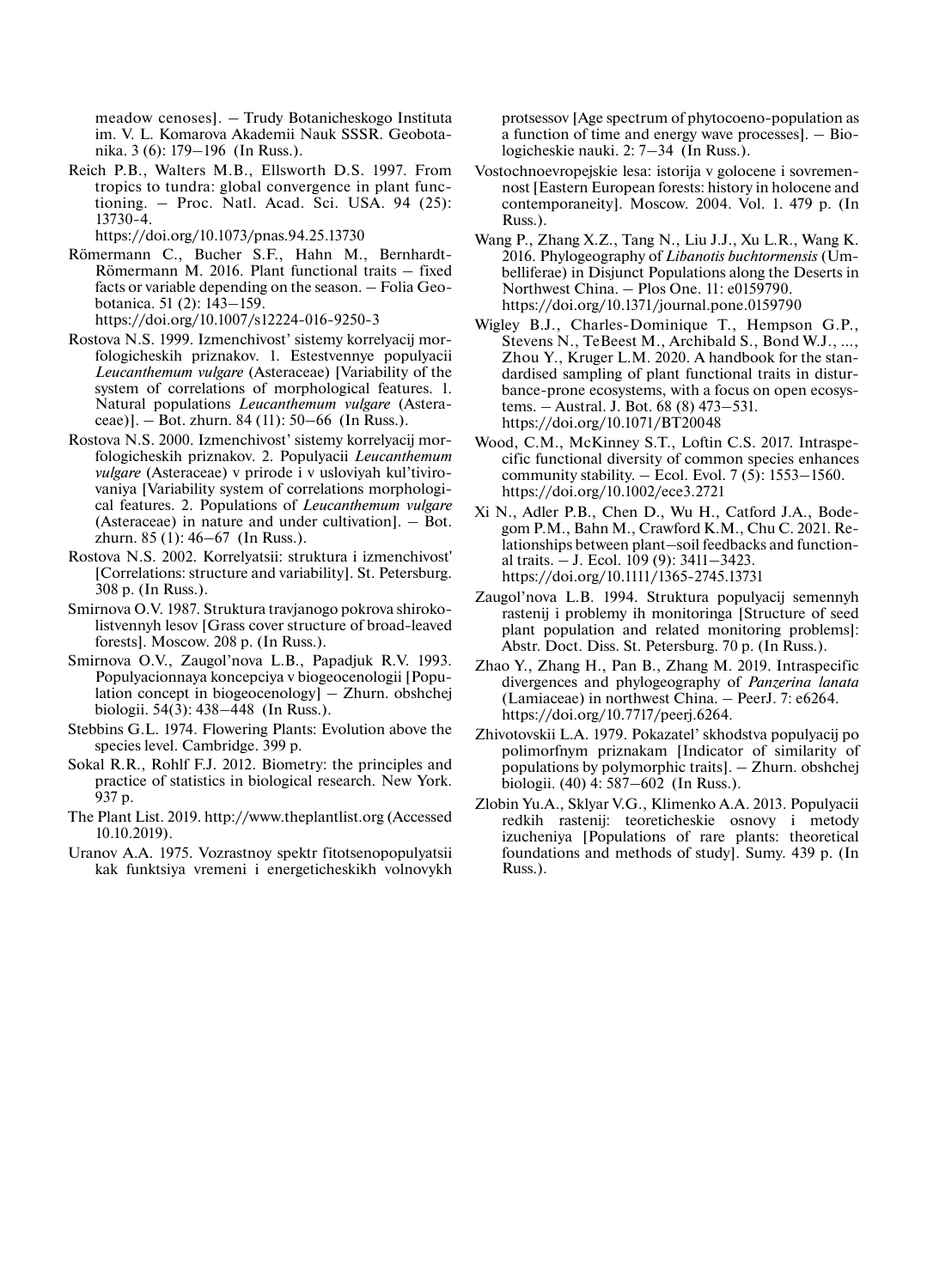meadow cenoses]. – Trudy Botanicheskogo Instituta im. V. L. Komarova Akademii Nauk SSSR. Geobotanika. 3 (6): 179–196 (In Russ.).

Reich P.B., Walters M.B., Ellsworth D.S. 1997. From tropics to tundra: global convergence in plant functioning. – Proc. Natl. Acad. Sci. USA. 94 (25): 13730-4.
https://doi.org/10.1073/pnas.94.25.13730

Römermann C., Bucher S.F., Hahn M., Bernhardt-Römermann M. 2016. Plant functional traits – fixed facts or variable depending on the season. – Folia Geobotanica. 51 (2): 143–159.
https://doi.org/10.1007/s12224-016-9250-3

Rostova N.S. 1999. Izmenchivost' sistemy korrelyacij morfologicheskih priznakov. 1. Estestvennye populyacii *Leucanthemum vulgare* (Asteraceae) [Variability of the system of correlations of morphological features. 1. Natural populations *Leucanthemum vulgare* (Asteraceae)]. – Bot. zhurn. 84 (11): 50–66 (In Russ.).

Rostova N.S. 2000. Izmenchivost' sistemy korrelyacij morfologicheskih priznakov. 2. Populyacii *Leucanthemum vulgare* (Asteraceae) v prirode i v usloviyah kul'tivirovaniya [Variability system of correlations morphological features. 2. Populations of *Leucanthemum vulgare* (Asteraceae) in nature and under cultivation]. – Bot. zhurn. 85 (1): 46–67 (In Russ.).

Rostova N.S. 2002. Korrelyatsii: struktura i izmenchivost' [Correlations: structure and variability]. St. Petersburg. 308 p. (In Russ.).

Smirnova O.V. 1987. Struktura travjanogo pokrova shirokolistvennyh lesov [Grass cover structure of broad-leaved forests]. Moscow. 208 p. (In Russ.).

Smirnova O.V., Zaugol'nova L.B., Papadjuk R.V. 1993. Populyacionnaya koncepciya v biogeocenologii [Population concept in biogeocenology] – Zhurn. obshchej biologii. 54(3): 438–448 (In Russ.).

Stebbins G.L. 1974. Flowering Plants: Evolution above the species level. Cambridge. 399 p.

Sokal R.R., Rohlf F.J. 2012. Biometry: the principles and practice of statistics in biological research. New York. 937 p.

The Plant List. 2019. http://www.theplantlist.org (Accessed 10.10.2019).

Uranov A.A. 1975. Vozrastnoy spektr fitotsenopopulyatsii kak funktsiya vremeni i energeticheskikh volnovykh protsessov [Age spectrum of phytocoeno-population as a function of time and energy wave processes]. – Biologicheskie nauki. 2: 7–34 (In Russ.).

Vostochnoevropejskie lesa: istorija v golocene i sovremennost [Eastern European forests: history in holocene and contemporaneity]. Moscow. 2004. Vol. 1. 479 p. (In Russ.).

Wang P., Zhang X.Z., Tang N., Liu J.J., Xu L.R., Wang K. 2016. Phylogeography of *Libanotis buchtormensis* (Umbelliferae) in Disjunct Populations along the Deserts in Northwest China. – Plos One. 11: e0159790.
https://doi.org/10.1371/journal.pone.0159790

Wigley B.J., Charles-Dominique T., Hempson G.P., Stevens N., TeBeest M., Archibald S., Bond W.J., ..., Zhou Y., Kruger L.M. 2020. A handbook for the standardised sampling of plant functional traits in disturbance-prone ecosystems, with a focus on open ecosystems. – Austral. J. Bot. 68 (8) 473–531.
https://doi.org/10.1071/BT20048

Wood, C.M., McKinney S.T., Loftin C.S. 2017. Intraspecific functional diversity of common species enhances community stability. – Ecol. Evol. 7 (5): 1553–1560.
https://doi.org/10.1002/ece3.2721

Xi N., Adler P.B., Chen D., Wu H., Catford J.A., Bodegom P.M., Bahn M., Crawford K.M., Chu C. 2021. Relationships between plant–soil feedbacks and functional traits. – J. Ecol. 109 (9): 3411–3423.
https://doi.org/10.1111/1365-2745.13731

Zaugol'nova L.B. 1994. Struktura populyacij semennyh rastenij i problemy ih monitoringa [Structure of seed plant population and related monitoring problems]: Abstr. Doct. Diss. St. Petersburg. 70 p. (In Russ.).

Zhao Y., Zhang H., Pan B., Zhang M. 2019. Intraspecific divergences and phylogeography of *Panzerina lanata* (Lamiaceae) in northwest China. – PeerJ. 7: e6264.
https://doi.org/10.7717/peerj.6264.

Zhivotovskii L.A. 1979. Pokazatel' skhodstva populyacij po polimorfnym priznakam [Indicator of similarity of populations by polymorphic traits]. – Zhurn. obshchej biologii. (40) 4: 587–602 (In Russ.).

Zlobin Yu.A., Sklyar V.G., Klimenko A.A. 2013. Populyacii redkih rastenij: teoreticheskie osnovy i metody izucheniya [Populations of rare plants: theoretical foundations and methods of study]. Sumy. 439 p. (In Russ.).